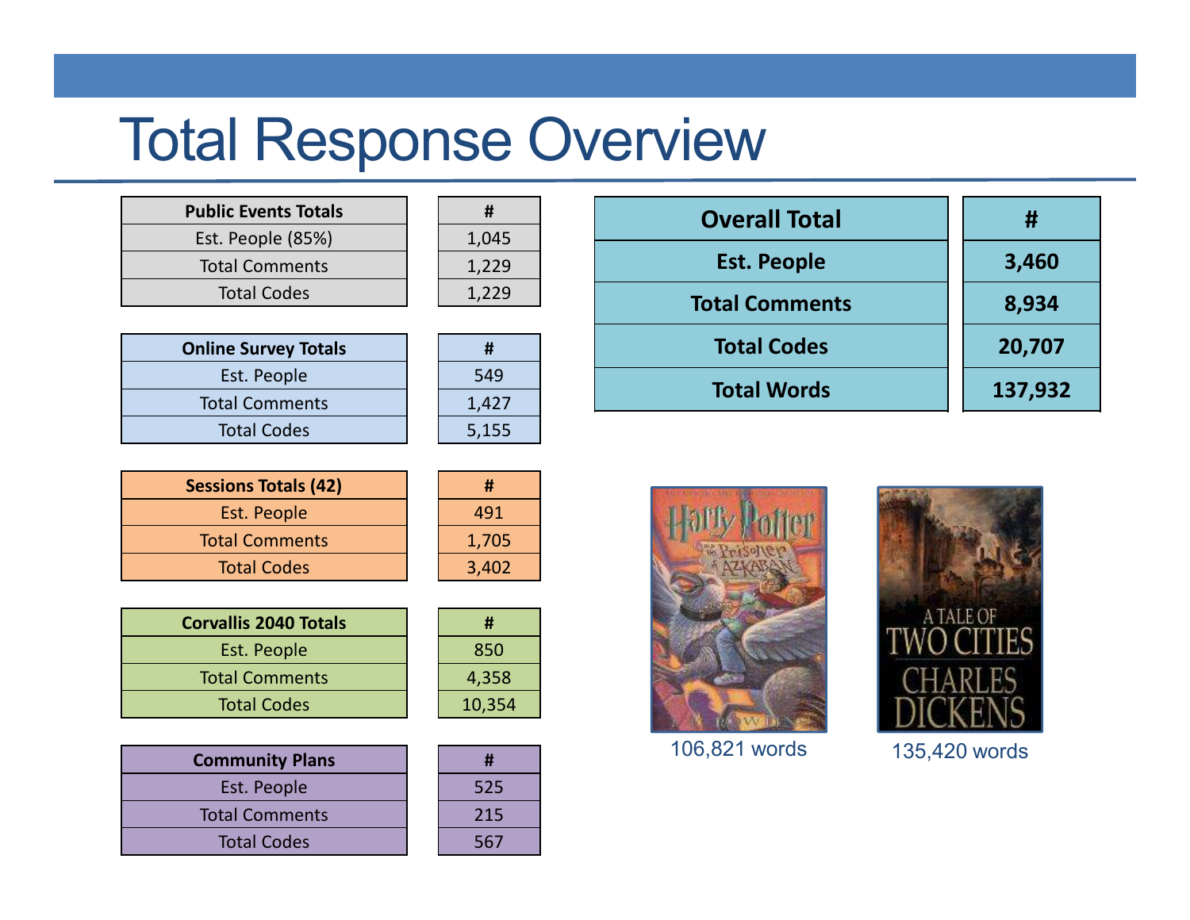# Total Response Overview

| Public Events Totals | # |
|---|---|
| Est. People (85%) | 1,045 |
| Total Comments | 1,229 |
| Total Codes | 1,229 |

| Online Survey Totals | # |
|---|---|
| Est. People | 549 |
| Total Comments | 1,427 |
| Total Codes | 5,155 |

| Sessions Totals (42) | # |
|---|---|
| Est. People | 491 |
| Total Comments | 1,705 |
| Total Codes | 3,402 |

| Corvallis 2040 Totals | # |
|---|---|
| Est. People | 850 |
| Total Comments | 4,358 |
| Total Codes | 10,354 |

| Community Plans | # |
|---|---|
| Est. People | 525 |
| Total Comments | 215 |
| Total Codes | 567 |

| Overall Total | # |
|---|---|
| **Est. People** | **3,460** |
| **Total Comments** | **8,934** |
| **Total Codes** | **20,707** |
| **Total Words** | **137,932** |

Harry Potter and the Prisoner of Azkaban: 106,821 words

A Tale of Two Cities, Charles Dickens: 135,420 words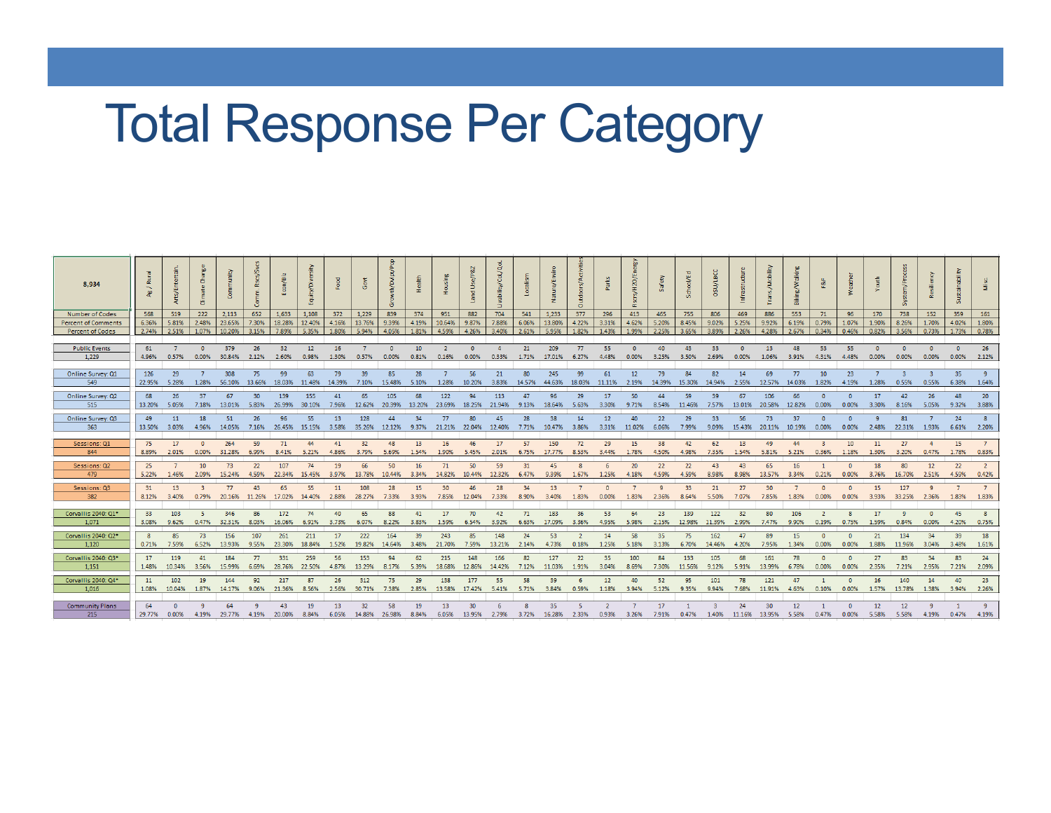# Total Response Per Category

| 8,934 | Ag / Rural | Arts/Entertain. | Climate Change | Community | Comm. Rsrcs/Svcs | Econ/Biz | Equity/Diversity | Food | Govt | Growth/Dvlpt/Pop | Health | Housing | Land Use/P&Z | Livability/Cul/QoL | Localism | Nature/Enviro | Outdoors/Activities | Parks | Rsrcs/H2O/Energy | Safety | School/Ed | OSU/LBCC | Infrastructure | Trans./Mobility | Biking/Walking | F&F | Weather | Youth | System/Process | Resiliency | Sustainability | Misc. |
|---|---|---|---|---|---|---|---|---|---|---|---|---|---|---|---|---|---|---|---|---|---|---|---|---|---|---|---|---|---|---|---|---|
| Number of Codes | 568 | 519 | 222 | 2,113 | 652 | 1,633 | 1,108 | 372 | 1,229 | 839 | 374 | 951 | 882 | 704 | 541 | 1,233 | 377 | 296 | 413 | 465 | 755 | 806 | 469 | 886 | 553 | 71 | 96 | 170 | 738 | 152 | 359 | 161 |
| Percent of Comments | 6.36% | 5.81% | 2.48% | 23.65% | 7.30% | 18.28% | 12.40% | 4.16% | 13.76% | 9.39% | 4.19% | 10.64% | 9.87% | 7.88% | 6.06% | 13.80% | 4.22% | 3.31% | 4.62% | 5.20% | 8.45% | 9.02% | 5.25% | 9.92% | 6.19% | 0.79% | 1.07% | 1.90% | 8.26% | 1.70% | 4.02% | 1.80% |
| Percent of Codes | 2.74% | 2.51% | 1.07% | 10.20% | 3.15% | 7.89% | 5.35% | 1.80% | 5.94% | 4.05% | 1.81% | 4.59% | 4.26% | 3.40% | 2.61% | 5.95% | 1.82% | 1.43% | 1.99% | 2.25% | 3.65% | 3.89% | 2.26% | 4.28% | 2.67% | 0.34% | 0.46% | 0.82% | 3.56% | 0.73% | 1.73% | 0.78% |
| Public Events | 61 | 7 | 0 | 379 | 26 | 32 | 12 | 16 | 7 | 0 | 10 | 2 | 0 | 4 | 21 | 209 | 77 | 55 | 0 | 40 | 43 | 33 | 0 | 13 | 48 | 53 | 55 | 0 | 0 | 0 | 0 | 26 |
| 1,229 | 4.96% | 0.57% | 0.00% | 30.84% | 2.12% | 2.60% | 0.98% | 1.30% | 0.57% | 0.00% | 0.81% | 0.16% | 0.00% | 0.33% | 1.71% | 17.01% | 6.27% | 4.48% | 0.00% | 3.25% | 3.50% | 2.69% | 0.00% | 1.06% | 3.91% | 4.31% | 4.48% | 0.00% | 0.00% | 0.00% | 0.00% | 2.12% |
| Online Survey: Q1 | 126 | 29 | 7 | 308 | 75 | 99 | 63 | 79 | 39 | 85 | 28 | 7 | 56 | 21 | 80 | 245 | 99 | 61 | 12 | 79 | 84 | 82 | 14 | 69 | 77 | 10 | 23 | 7 | 3 | 3 | 35 | 9 |
| 549 | 22.95% | 5.28% | 1.28% | 56.10% | 13.66% | 18.03% | 11.48% | 14.39% | 7.10% | 15.48% | 5.10% | 1.28% | 10.20% | 3.83% | 14.57% | 44.63% | 18.03% | 11.11% | 2.19% | 14.39% | 15.30% | 14.94% | 2.55% | 12.57% | 14.03% | 1.82% | 4.19% | 1.28% | 0.55% | 0.55% | 6.38% | 1.64% |
| Online Survey: Q2 | 68 | 26 | 37 | 67 | 30 | 139 | 155 | 41 | 65 | 105 | 68 | 122 | 94 | 113 | 47 | 96 | 29 | 17 | 50 | 44 | 59 | 39 | 67 | 106 | 66 | 0 | 0 | 17 | 42 | 26 | 48 | 20 |
| 515 | 13.20% | 5.05% | 7.18% | 13.01% | 5.83% | 26.99% | 30.10% | 7.96% | 12.62% | 20.39% | 13.20% | 23.69% | 18.25% | 21.94% | 9.13% | 18.64% | 5.63% | 3.30% | 9.71% | 8.54% | 11.46% | 7.57% | 13.01% | 20.58% | 12.82% | 0.00% | 0.00% | 3.30% | 8.16% | 5.05% | 9.32% | 3.88% |
| Online Survey: Q3 | 49 | 11 | 18 | 51 | 26 | 96 | 55 | 13 | 128 | 44 | 34 | 77 | 80 | 45 | 28 | 38 | 14 | 12 | 40 | 22 | 29 | 33 | 56 | 73 | 37 | 0 | 0 | 9 | 81 | 7 | 24 | 8 |
| 363 | 13.50% | 3.03% | 4.96% | 14.05% | 7.16% | 26.45% | 15.15% | 3.58% | 35.26% | 12.12% | 9.37% | 21.21% | 22.04% | 12.40% | 7.71% | 10.47% | 3.86% | 3.31% | 11.02% | 6.06% | 7.99% | 9.09% | 15.43% | 20.11% | 10.19% | 0.00% | 0.00% | 2.48% | 22.31% | 1.93% | 6.61% | 2.20% |
| Sessions: Q1 | 75 | 17 | 0 | 264 | 59 | 71 | 44 | 41 | 32 | 48 | 13 | 16 | 46 | 17 | 57 | 150 | 72 | 29 | 15 | 38 | 42 | 62 | 13 | 49 | 44 | 3 | 10 | 11 | 27 | 4 | 15 | 7 |
| 844 | 8.89% | 2.01% | 0.00% | 31.28% | 6.99% | 8.41% | 5.21% | 4.86% | 3.79% | 5.69% | 1.54% | 1.90% | 5.45% | 2.01% | 6.75% | 17.77% | 8.53% | 3.44% | 1.78% | 4.50% | 4.98% | 7.35% | 1.54% | 5.81% | 5.21% | 0.36% | 1.18% | 1.30% | 3.20% | 0.47% | 1.78% | 0.83% |
| Sessions: Q2 | 25 | 7 | 10 | 73 | 22 | 107 | 74 | 19 | 66 | 50 | 16 | 71 | 50 | 59 | 31 | 45 | 8 | 6 | 20 | 22 | 22 | 43 | 43 | 65 | 16 | 1 | 0 | 18 | 80 | 12 | 22 | 2 |
| 479 | 5.22% | 1.46% | 2.09% | 15.24% | 4.59% | 22.34% | 15.45% | 3.97% | 13.78% | 10.44% | 3.34% | 14.82% | 10.44% | 12.32% | 6.47% | 9.39% | 1.67% | 1.25% | 4.18% | 4.59% | 4.59% | 8.98% | 8.98% | 13.57% | 3.34% | 0.21% | 0.00% | 3.76% | 16.70% | 2.51% | 4.59% | 0.42% |
| Sessions: Q3 | 31 | 13 | 3 | 77 | 43 | 65 | 55 | 11 | 108 | 28 | 15 | 30 | 46 | 28 | 34 | 13 | 7 | 0 | 7 | 9 | 33 | 21 | 27 | 30 | 7 | 0 | 0 | 15 | 127 | 9 | 7 | 7 |
| 382 | 8.12% | 3.40% | 0.79% | 20.16% | 11.26% | 17.02% | 14.40% | 2.88% | 28.27% | 7.33% | 3.93% | 7.85% | 12.04% | 7.33% | 8.90% | 3.40% | 1.83% | 0.00% | 1.83% | 2.36% | 8.64% | 5.50% | 7.07% | 7.85% | 1.83% | 0.00% | 0.00% | 3.93% | 33.25% | 2.36% | 1.83% | 1.83% |
| Corvallis 2040: Q1* | 33 | 103 | 5 | 346 | 86 | 172 | 74 | 40 | 65 | 88 | 41 | 17 | 70 | 42 | 71 | 183 | 36 | 53 | 64 | 23 | 139 | 122 | 32 | 80 | 106 | 2 | 8 | 17 | 9 | 0 | 45 | 8 |
| 1,071 | 3.08% | 9.62% | 0.47% | 32.31% | 8.03% | 16.06% | 6.91% | 3.73% | 6.07% | 8.22% | 3.83% | 1.59% | 6.54% | 3.92% | 6.63% | 17.09% | 3.36% | 4.95% | 5.98% | 2.15% | 12.98% | 11.39% | 2.99% | 7.47% | 9.90% | 0.19% | 0.75% | 1.59% | 0.84% | 0.00% | 4.20% | 0.75% |
| Corvallis 2040: Q2* | 8 | 85 | 73 | 156 | 107 | 261 | 211 | 17 | 222 | 164 | 39 | 243 | 85 | 148 | 24 | 53 | 2 | 14 | 58 | 35 | 75 | 162 | 47 | 89 | 15 | 0 | 0 | 21 | 134 | 34 | 39 | 18 |
| 1,120 | 0.71% | 7.59% | 6.52% | 13.93% | 9.55% | 23.30% | 18.84% | 1.52% | 19.82% | 14.64% | 3.48% | 21.70% | 7.59% | 13.21% | 2.14% | 4.73% | 0.18% | 1.25% | 5.18% | 3.13% | 6.70% | 14.46% | 4.20% | 7.95% | 1.34% | 0.00% | 0.00% | 1.88% | 11.96% | 3.04% | 3.48% | 1.61% |
| Corvallis 2040: Q3* | 17 | 119 | 41 | 184 | 77 | 331 | 259 | 56 | 153 | 94 | 62 | 215 | 148 | 166 | 82 | 127 | 22 | 35 | 100 | 84 | 133 | 105 | 68 | 161 | 78 | 0 | 0 | 27 | 83 | 34 | 83 | 24 |
| 1,151 | 1.48% | 10.34% | 3.56% | 15.99% | 6.69% | 28.76% | 22.50% | 4.87% | 13.29% | 8.17% | 5.39% | 18.68% | 12.86% | 14.42% | 7.12% | 11.03% | 1.91% | 3.04% | 8.69% | 7.30% | 11.56% | 9.12% | 5.91% | 13.99% | 6.78% | 0.00% | 0.00% | 2.35% | 7.21% | 2.95% | 7.21% | 2.09% |
| Corvallis 2040: Q4* | 11 | 102 | 19 | 144 | 92 | 217 | 87 | 26 | 312 | 75 | 29 | 138 | 177 | 55 | 58 | 39 | 6 | 12 | 40 | 52 | 95 | 101 | 78 | 121 | 47 | 1 | 0 | 16 | 140 | 14 | 40 | 23 |
| 1,016 | 1.08% | 10.04% | 1.87% | 14.17% | 9.06% | 21.36% | 8.56% | 2.56% | 30.71% | 7.38% | 2.85% | 13.58% | 17.42% | 5.41% | 5.71% | 3.84% | 0.59% | 1.18% | 3.94% | 5.12% | 9.35% | 9.94% | 7.68% | 11.91% | 4.63% | 0.10% | 0.00% | 1.57% | 13.78% | 1.38% | 3.94% | 2.26% |
| Community Plans | 64 | 0 | 9 | 64 | 9 | 43 | 19 | 13 | 32 | 58 | 19 | 13 | 30 | 6 | 8 | 35 | 5 | 2 | 7 | 17 | 1 | 3 | 24 | 30 | 12 | 1 | 0 | 12 | 12 | 9 | 1 | 9 |
| 215 | 29.77% | 0.00% | 4.19% | 29.77% | 4.19% | 20.00% | 8.84% | 6.05% | 14.88% | 26.98% | 8.84% | 6.05% | 13.95% | 2.79% | 3.72% | 16.28% | 2.33% | 0.93% | 3.26% | 7.91% | 0.47% | 1.40% | 11.16% | 13.95% | 5.58% | 0.47% | 0.00% | 5.58% | 5.58% | 4.19% | 0.47% | 4.19% |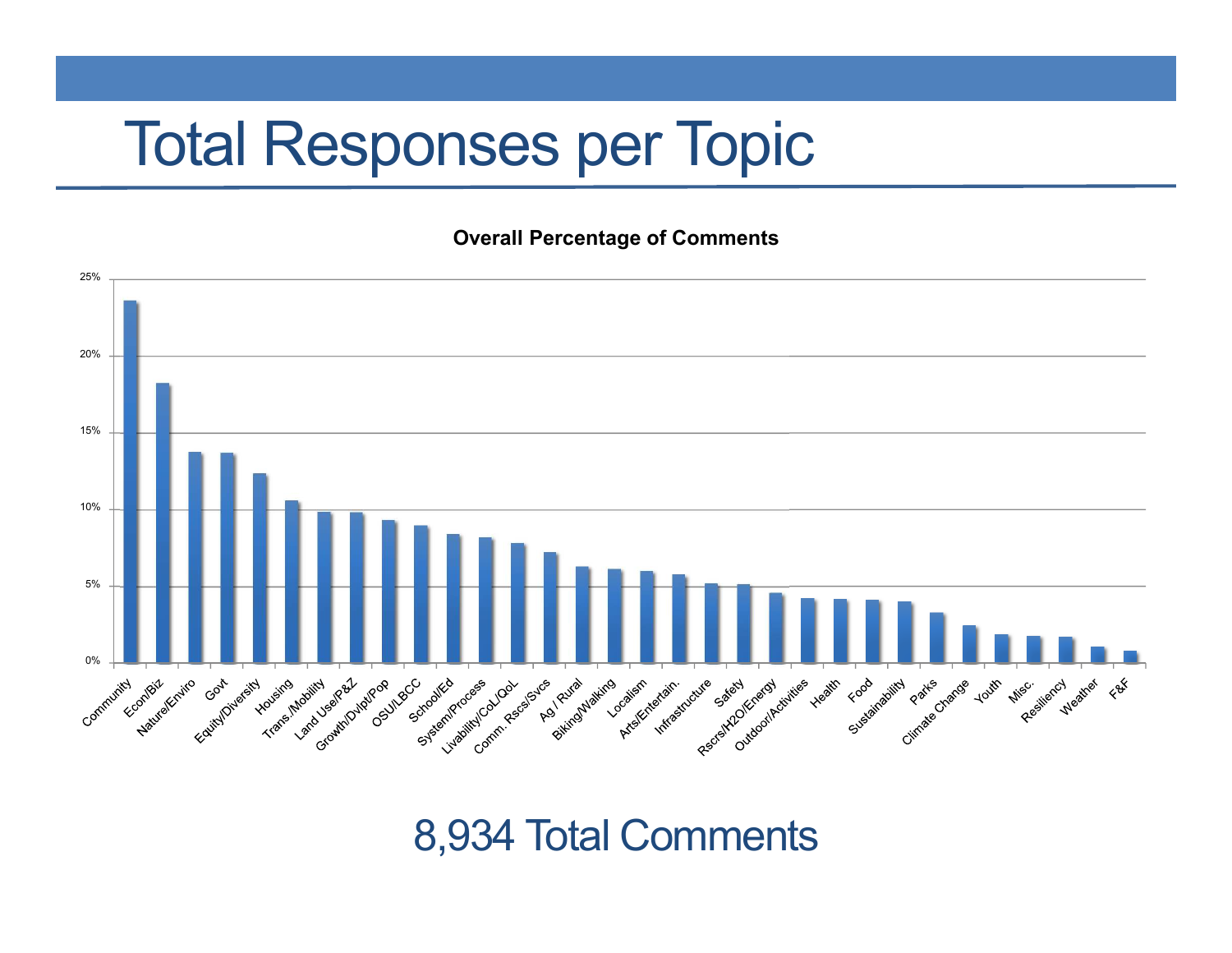# Total Responses per Topic

**Overall Percentage of Comments**

| Topic | Approx. % |
|---|---|
| Community | 23.5% |
| Econ/Biz | 18.2% |
| Nature/Enviro | 13.7% |
| Govt | 13.6% |
| Equity/Diversity | 12.3% |
| Housing | 10.5% |
| Trans./Mobility | 9.8% |
| Land Use/P&Z | 9.7% |
| Growth/Dvlpt/Pop | 9.2% |
| OSU/LBCC | 8.9% |
| School/Ed | 8.3% |
| System/Process | 8.1% |
| Livability/CoL/QoL | 7.7% |
| Comm. Rscs/Svcs | 7.1% |
| Ag / Rural | 6.2% |
| Biking/Walking | 6.0% |
| Localism | 5.9% |
| Arts/Entertain. | 5.7% |
| Infrastructure | 5.1% |
| Safety | 5.0% |
| Rscrs/H2O/Energy | 4.5% |
| Outdoor/Activities | 4.2% |
| Health | 4.1% |
| Food | 4.0% |
| Sustainability | 3.9% |
| Parks | 3.2% |
| Climate Change | 2.4% |
| Youth | 1.8% |
| Misc. | 1.7% |
| Resiliency | 1.6% |
| Weather | 1.0% |
| F&F | 0.7% |

8,934 Total Comments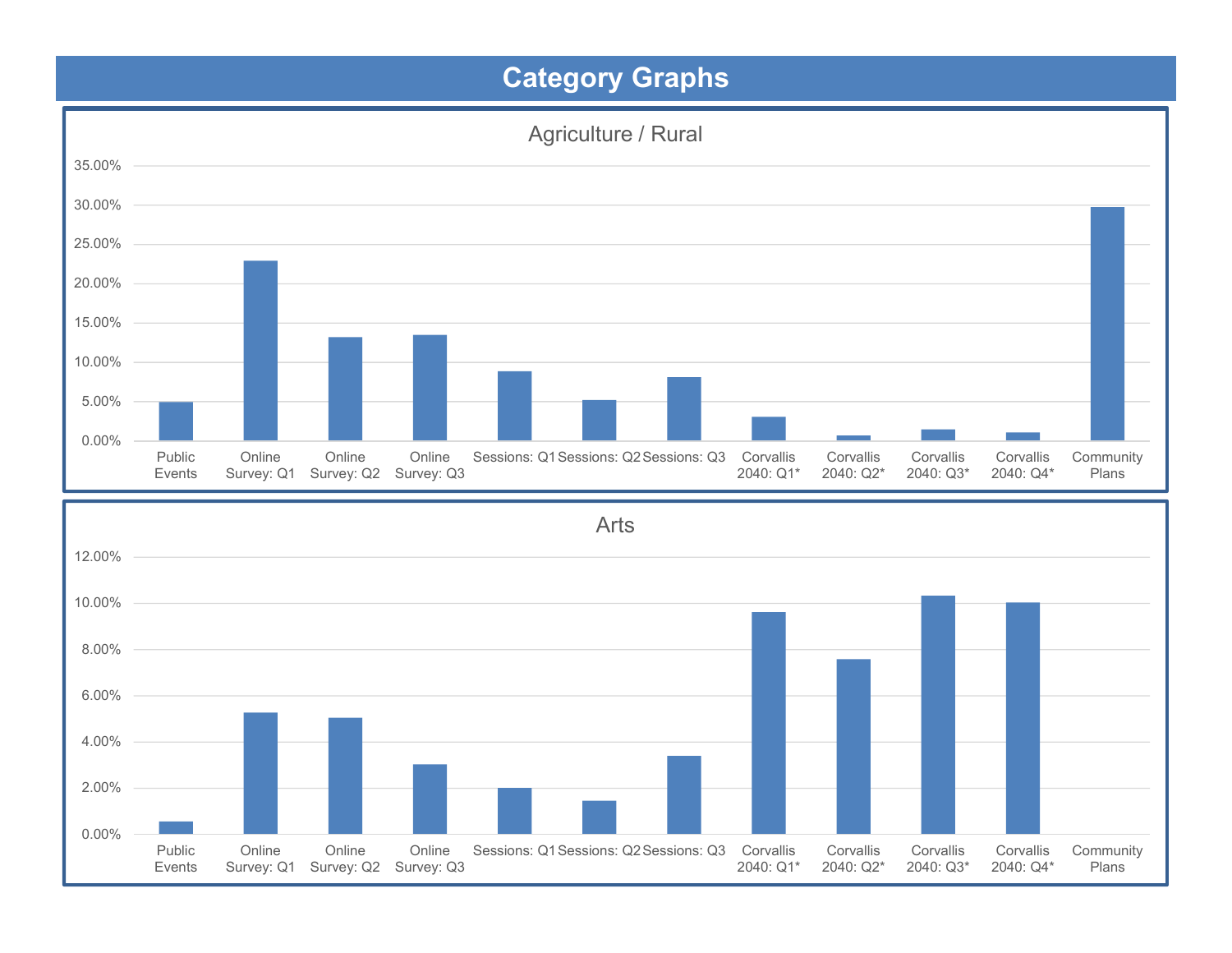# Category Graphs

## Agriculture / Rural

| Category | Value |
|---|---|
| Public Events | ~5.00% |
| Online Survey: Q1 | ~23.00% |
| Online Survey: Q2 | ~13.20% |
| Online Survey: Q3 | ~13.50% |
| Sessions: Q1 | ~8.80% |
| Sessions: Q2 | ~5.20% |
| Sessions: Q3 | ~8.10% |
| Corvallis 2040: Q1* | ~3.00% |
| Corvallis 2040: Q2* | ~0.70% |
| Corvallis 2040: Q3* | ~1.40% |
| Corvallis 2040: Q4* | ~1.00% |
| Community Plans | ~29.80% |

## Arts

| Category | Value |
|---|---|
| Public Events | ~0.50% |
| Online Survey: Q1 | ~5.30% |
| Online Survey: Q2 | ~5.00% |
| Online Survey: Q3 | ~3.00% |
| Sessions: Q1 | ~2.00% |
| Sessions: Q2 | ~1.40% |
| Sessions: Q3 | ~3.40% |
| Corvallis 2040: Q1* | ~9.60% |
| Corvallis 2040: Q2* | ~7.60% |
| Corvallis 2040: Q3* | ~10.30% |
| Corvallis 2040: Q4* | ~10.00% |
| Community Plans | 0.00% |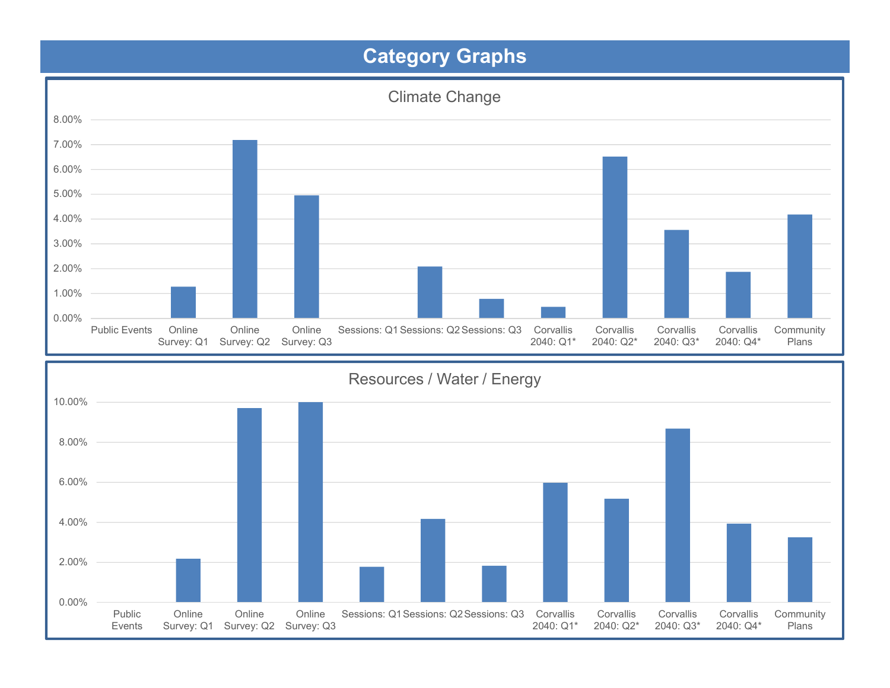# Category Graphs

## Climate Change

| Category | Value |
|---|---|
| Public Events | 0.00% |
| Online Survey: Q1 | 1.25% |
| Online Survey: Q2 | 7.20% |
| Online Survey: Q3 | 4.95% |
| Sessions: Q1 | 0.00% |
| Sessions: Q2 | 2.05% |
| Sessions: Q3 | 0.75% |
| Corvallis 2040: Q1* | 0.45% |
| Corvallis 2040: Q2* | 6.50% |
| Corvallis 2040: Q3* | 3.55% |
| Corvallis 2040: Q4* | 1.85% |
| Community Plans | 4.15% |

## Resources / Water / Energy

| Category | Value |
|---|---|
| Public Events | 0.00% |
| Online Survey: Q1 | 2.15% |
| Online Survey: Q2 | 9.70% |
| Online Survey: Q3 | 10.00% |
| Sessions: Q1 | 1.75% |
| Sessions: Q2 | 4.15% |
| Sessions: Q3 | 1.80% |
| Corvallis 2040: Q1* | 5.95% |
| Corvallis 2040: Q2* | 5.15% |
| Corvallis 2040: Q3* | 8.65% |
| Corvallis 2040: Q4* | 3.90% |
| Community Plans | 3.25% |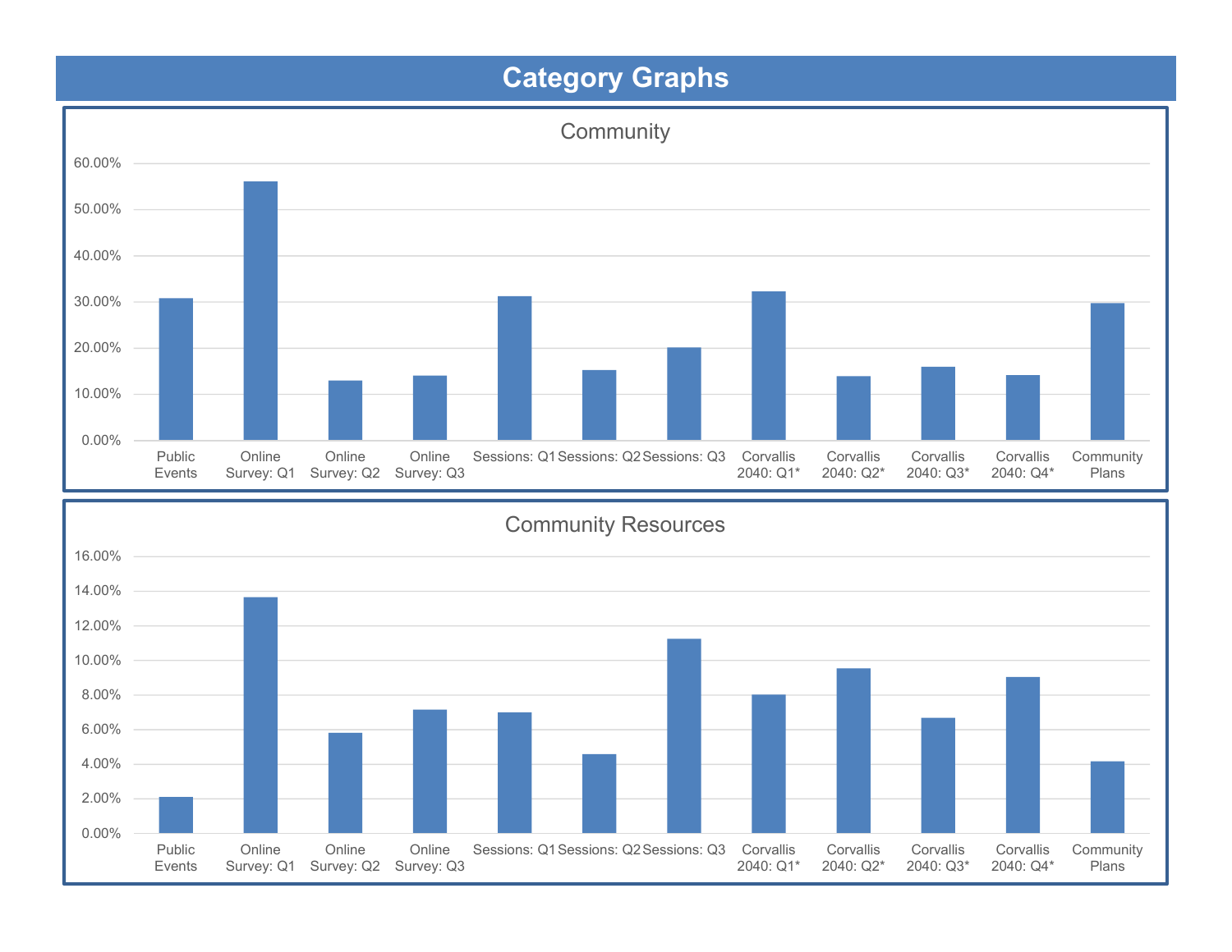## Category Graphs

### Community

| Category | Value |
| --- | --- |
| Public Events | ~30.8% |
| Online Survey: Q1 | ~56.0% |
| Online Survey: Q2 | ~12.9% |
| Online Survey: Q3 | ~14.0% |
| Sessions: Q1 | ~31.2% |
| Sessions: Q2 | ~15.2% |
| Sessions: Q3 | ~20.0% |
| Corvallis 2040: Q1* | ~32.2% |
| Corvallis 2040: Q2* | ~13.9% |
| Corvallis 2040: Q3* | ~15.9% |
| Corvallis 2040: Q4* | ~14.1% |
| Community Plans | ~29.7% |

### Community Resources

| Category | Value |
| --- | --- |
| Public Events | ~2.1% |
| Online Survey: Q1 | ~13.6% |
| Online Survey: Q2 | ~5.8% |
| Online Survey: Q3 | ~7.1% |
| Sessions: Q1 | ~7.0% |
| Sessions: Q2 | ~4.6% |
| Sessions: Q3 | ~11.2% |
| Corvallis 2040: Q1* | ~8.0% |
| Corvallis 2040: Q2* | ~9.5% |
| Corvallis 2040: Q3* | ~6.7% |
| Corvallis 2040: Q4* | ~9.0% |
| Community Plans | ~4.1% |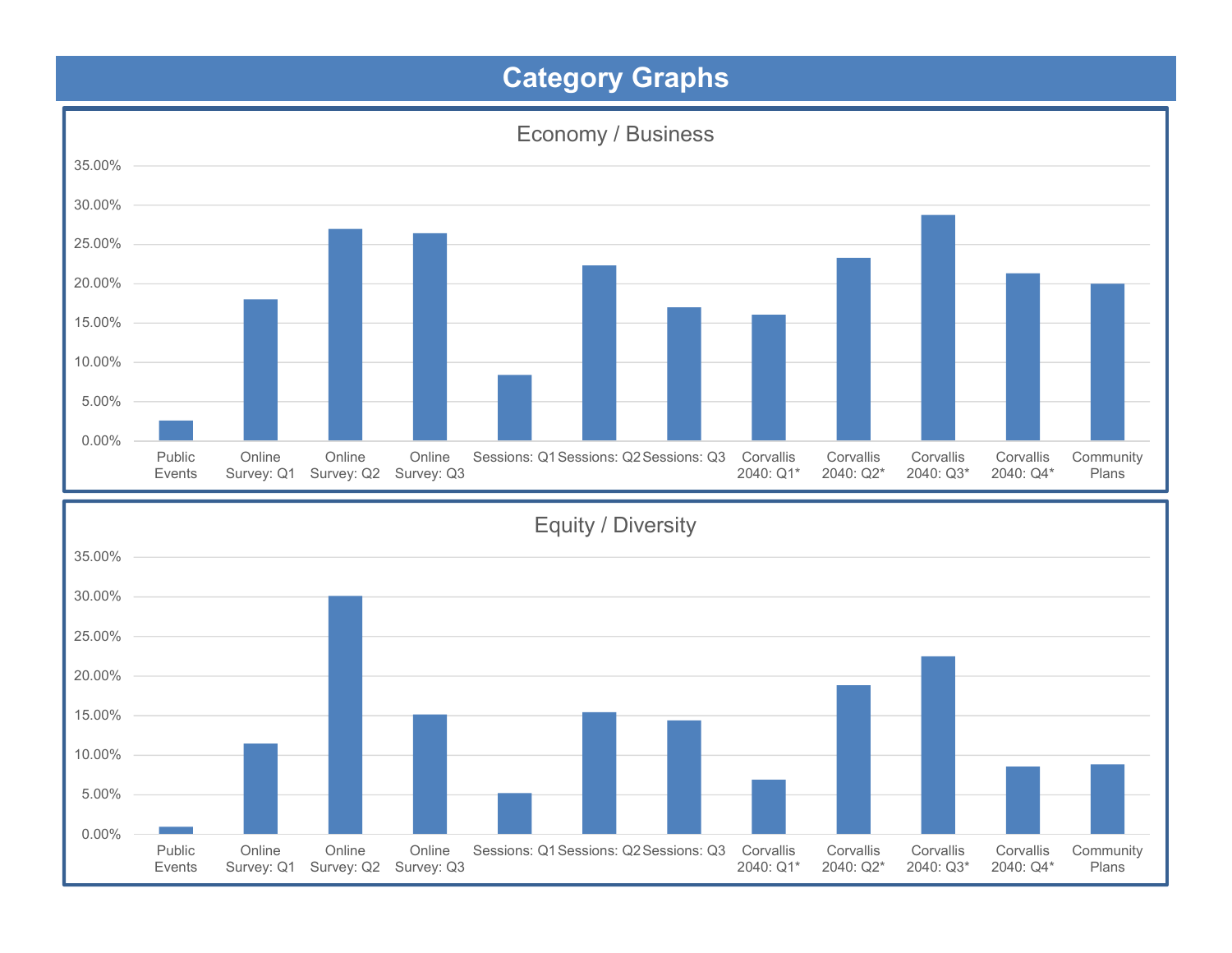# Category Graphs

Economy / Business

| | Public Events | Online Survey: Q1 | Online Survey: Q2 | Online Survey: Q3 | Sessions: Q1 | Sessions: Q2 | Sessions: Q3 | Corvallis 2040: Q1* | Corvallis 2040: Q2* | Corvallis 2040: Q3* | Corvallis 2040: Q4* | Community Plans |
|---|---|---|---|---|---|---|---|---|---|---|---|---|

Equity / Diversity

| | Public Events | Online Survey: Q1 | Online Survey: Q2 | Online Survey: Q3 | Sessions: Q1 | Sessions: Q2 | Sessions: Q3 | Corvallis 2040: Q1* | Corvallis 2040: Q2* | Corvallis 2040: Q3* | Corvallis 2040: Q4* | Community Plans |
|---|---|---|---|---|---|---|---|---|---|---|---|---|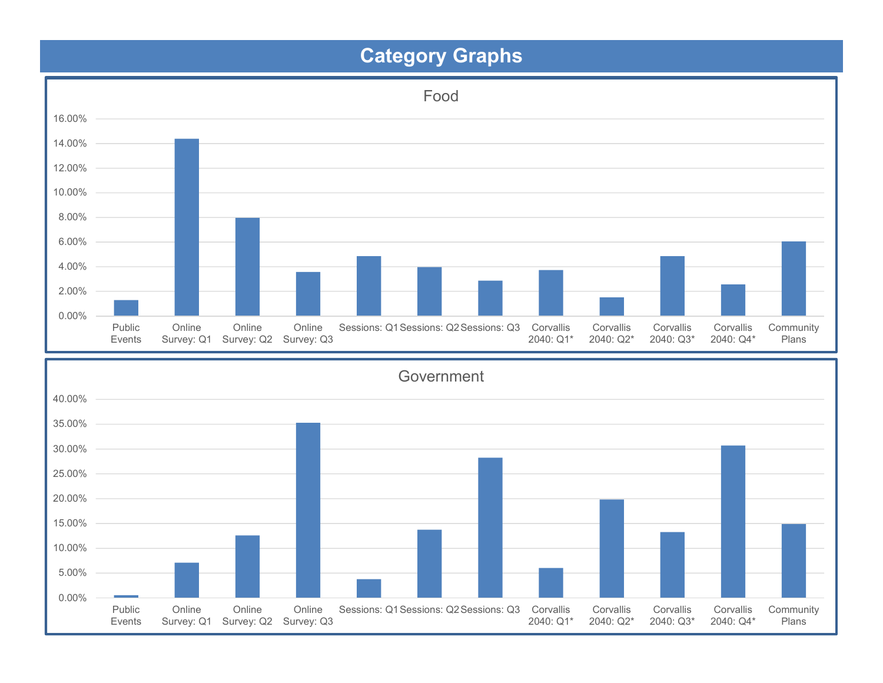# Category Graphs

## Food

| Category | Value |
|---|---|
| Public Events | ~1.3% |
| Online Survey: Q1 | ~14.4% |
| Online Survey: Q2 | ~8.0% |
| Online Survey: Q3 | ~3.6% |
| Sessions: Q1 | ~4.9% |
| Sessions: Q2 | ~4.0% |
| Sessions: Q3 | ~2.9% |
| Corvallis 2040: Q1* | ~3.7% |
| Corvallis 2040: Q2* | ~1.5% |
| Corvallis 2040: Q3* | ~4.9% |
| Corvallis 2040: Q4* | ~2.6% |
| Community Plans | ~6.0% |

## Government

| Category | Value |
|---|---|
| Public Events | ~0.5% |
| Online Survey: Q1 | ~7.0% |
| Online Survey: Q2 | ~12.5% |
| Online Survey: Q3 | ~35.3% |
| Sessions: Q1 | ~3.7% |
| Sessions: Q2 | ~13.7% |
| Sessions: Q3 | ~28.2% |
| Corvallis 2040: Q1* | ~6.0% |
| Corvallis 2040: Q2* | ~19.8% |
| Corvallis 2040: Q3* | ~13.2% |
| Corvallis 2040: Q4* | ~30.7% |
| Community Plans | ~14.8% |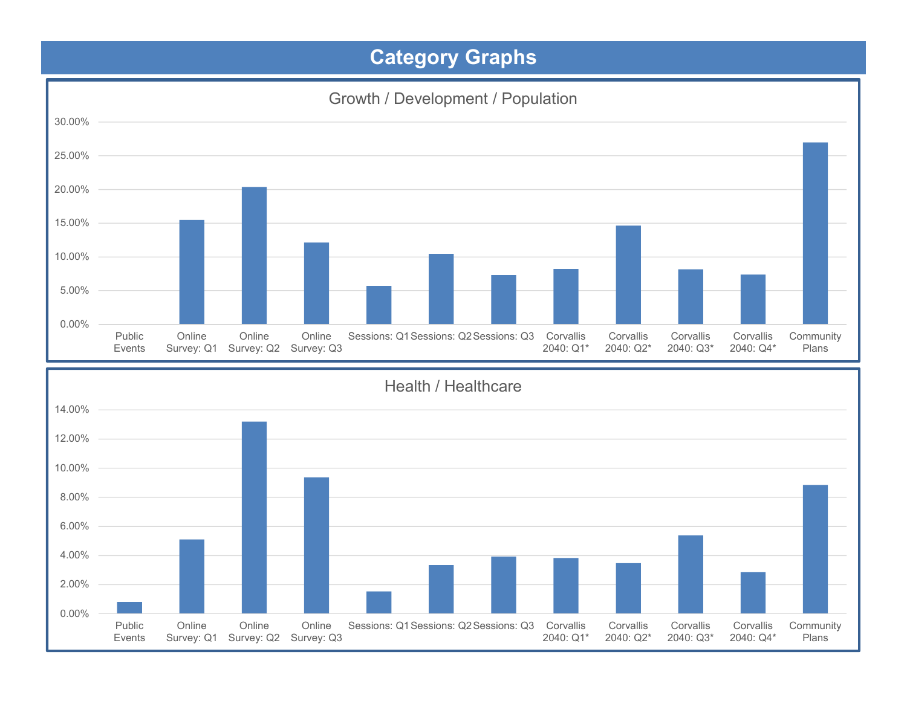# Category Graphs

## Growth / Development / Population

| Category | Value |
|---|---|
| Public Events | |
| Online Survey: Q1 | ~15.5% |
| Online Survey: Q2 | ~20.4% |
| Online Survey: Q3 | ~12.1% |
| Sessions: Q1 | ~5.7% |
| Sessions: Q2 | ~10.5% |
| Sessions: Q3 | ~7.3% |
| Corvallis 2040: Q1* | ~8.2% |
| Corvallis 2040: Q2* | ~14.7% |
| Corvallis 2040: Q3* | ~8.1% |
| Corvallis 2040: Q4* | ~7.4% |
| Community Plans | ~27.0% |

## Health / Healthcare

| Category | Value |
|---|---|
| Public Events | ~0.8% |
| Online Survey: Q1 | ~5.1% |
| Online Survey: Q2 | ~13.2% |
| Online Survey: Q3 | ~9.4% |
| Sessions: Q1 | ~1.5% |
| Sessions: Q2 | ~3.3% |
| Sessions: Q3 | ~3.9% |
| Corvallis 2040: Q1* | ~3.8% |
| Corvallis 2040: Q2* | ~3.5% |
| Corvallis 2040: Q3* | ~5.4% |
| Corvallis 2040: Q4* | ~2.8% |
| Community Plans | ~8.8% |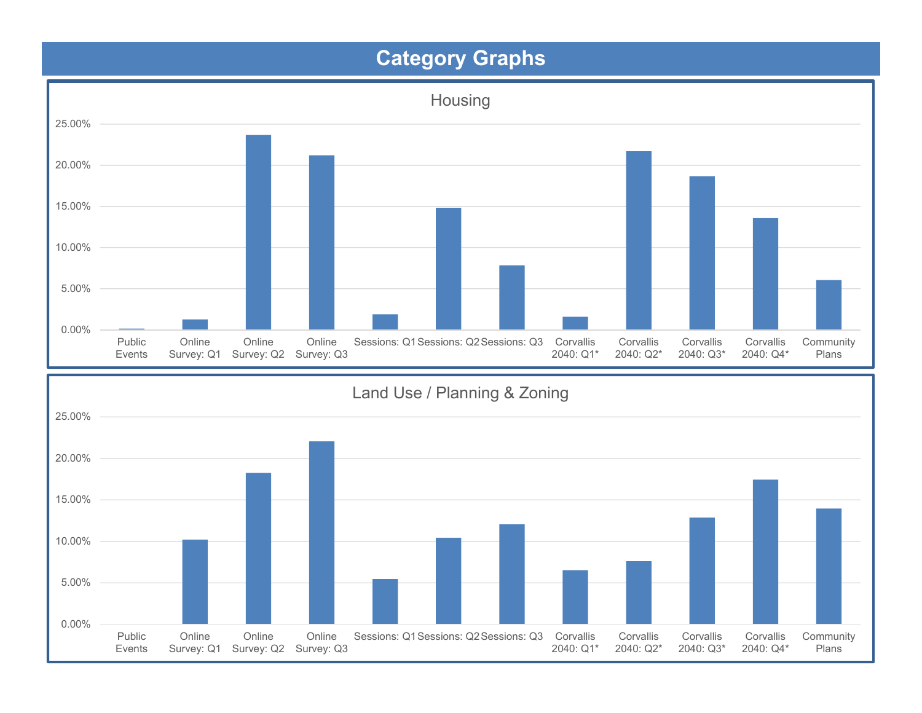# Category Graphs

## Housing

| Category | Value |
|---|---|
| Public Events | ~0.1% |
| Online Survey: Q1 | ~1.2% |
| Online Survey: Q2 | ~23.6% |
| Online Survey: Q3 | ~21.1% |
| Sessions: Q1 | ~1.8% |
| Sessions: Q2 | ~14.8% |
| Sessions: Q3 | ~7.8% |
| Corvallis 2040: Q1* | ~1.5% |
| Corvallis 2040: Q2* | ~21.7% |
| Corvallis 2040: Q3* | ~18.6% |
| Corvallis 2040: Q4* | ~13.5% |
| Community Plans | ~6.0% |

## Land Use / Planning & Zoning

| Category | Value |
|---|---|
| Public Events | 0.00% |
| Online Survey: Q1 | ~10.2% |
| Online Survey: Q2 | ~18.2% |
| Online Survey: Q3 | ~22.0% |
| Sessions: Q1 | ~5.4% |
| Sessions: Q2 | ~10.4% |
| Sessions: Q3 | ~12.0% |
| Corvallis 2040: Q1* | ~6.5% |
| Corvallis 2040: Q2* | ~7.6% |
| Corvallis 2040: Q3* | ~12.8% |
| Corvallis 2040: Q4* | ~17.4% |
| Community Plans | ~13.9% |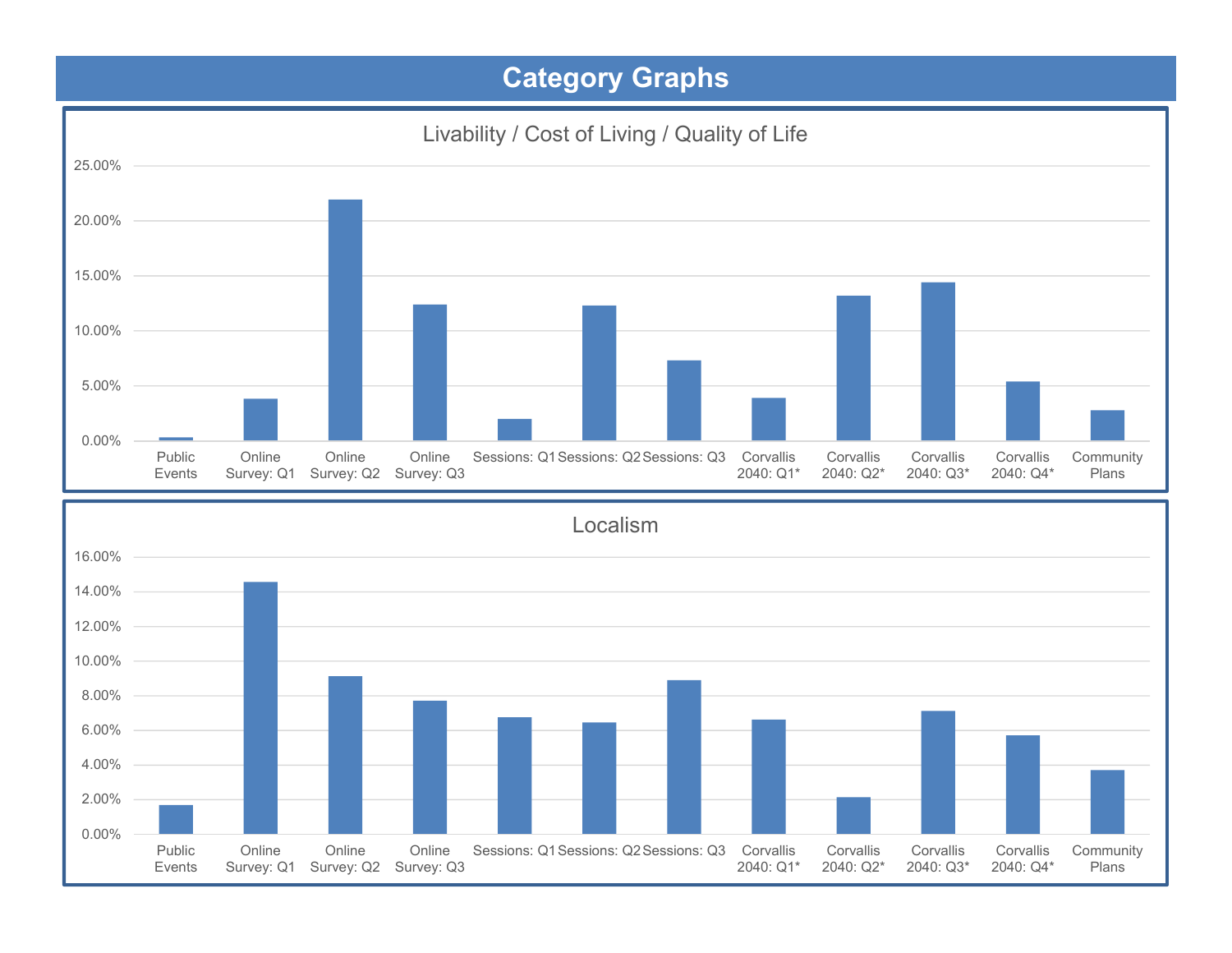## Category Graphs

### Livability / Cost of Living / Quality of Life

| Category | Value |
|---|---|
| Public Events | ~0.3% |
| Online Survey: Q1 | ~3.8% |
| Online Survey: Q2 | ~21.9% |
| Online Survey: Q3 | ~12.4% |
| Sessions: Q1 | ~2.0% |
| Sessions: Q2 | ~12.3% |
| Sessions: Q3 | ~7.3% |
| Corvallis 2040: Q1* | ~3.9% |
| Corvallis 2040: Q2* | ~13.2% |
| Corvallis 2040: Q3* | ~14.4% |
| Corvallis 2040: Q4* | ~5.4% |
| Community Plans | ~2.8% |

### Localism

| Category | Value |
|---|---|
| Public Events | ~1.7% |
| Online Survey: Q1 | ~14.6% |
| Online Survey: Q2 | ~9.2% |
| Online Survey: Q3 | ~7.7% |
| Sessions: Q1 | ~6.8% |
| Sessions: Q2 | ~6.5% |
| Sessions: Q3 | ~8.9% |
| Corvallis 2040: Q1* | ~6.6% |
| Corvallis 2040: Q2* | ~2.1% |
| Corvallis 2040: Q3* | ~7.1% |
| Corvallis 2040: Q4* | ~5.7% |
| Community Plans | ~3.7% |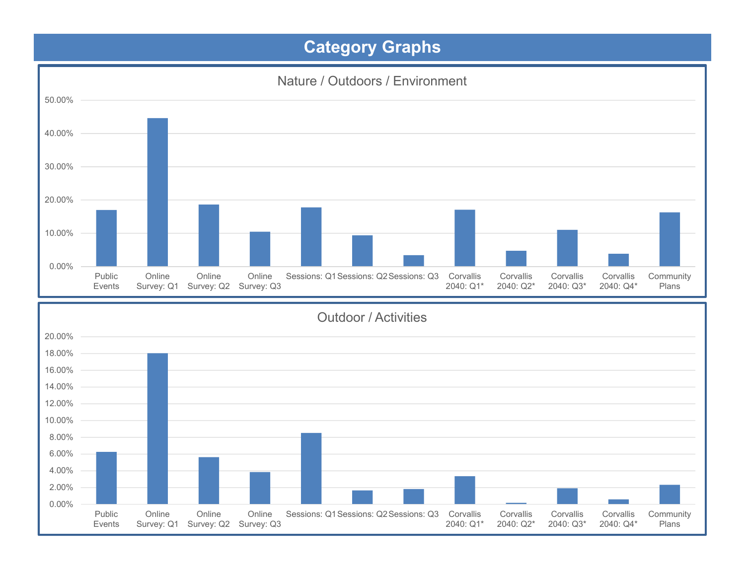# Category Graphs

## Nature / Outdoors / Environment

| Category | Value |
|---|---|
| Public Events | ~17% |
| Online Survey: Q1 | ~44.5% |
| Online Survey: Q2 | ~18.5% |
| Online Survey: Q3 | ~10.5% |
| Sessions: Q1 | ~17.5% |
| Sessions: Q2 | ~9.5% |
| Sessions: Q3 | ~3.5% |
| Corvallis 2040: Q1* | ~17% |
| Corvallis 2040: Q2* | ~4.5% |
| Corvallis 2040: Q3* | ~11% |
| Corvallis 2040: Q4* | ~4% |
| Community Plans | ~16% |

## Outdoor / Activities

| Category | Value |
|---|---|
| Public Events | ~6.2% |
| Online Survey: Q1 | ~18% |
| Online Survey: Q2 | ~5.6% |
| Online Survey: Q3 | ~3.8% |
| Sessions: Q1 | ~8.5% |
| Sessions: Q2 | ~1.6% |
| Sessions: Q3 | ~1.8% |
| Corvallis 2040: Q1* | ~3.3% |
| Corvallis 2040: Q2* | ~0.2% |
| Corvallis 2040: Q3* | ~1.9% |
| Corvallis 2040: Q4* | ~0.6% |
| Community Plans | ~2.3% |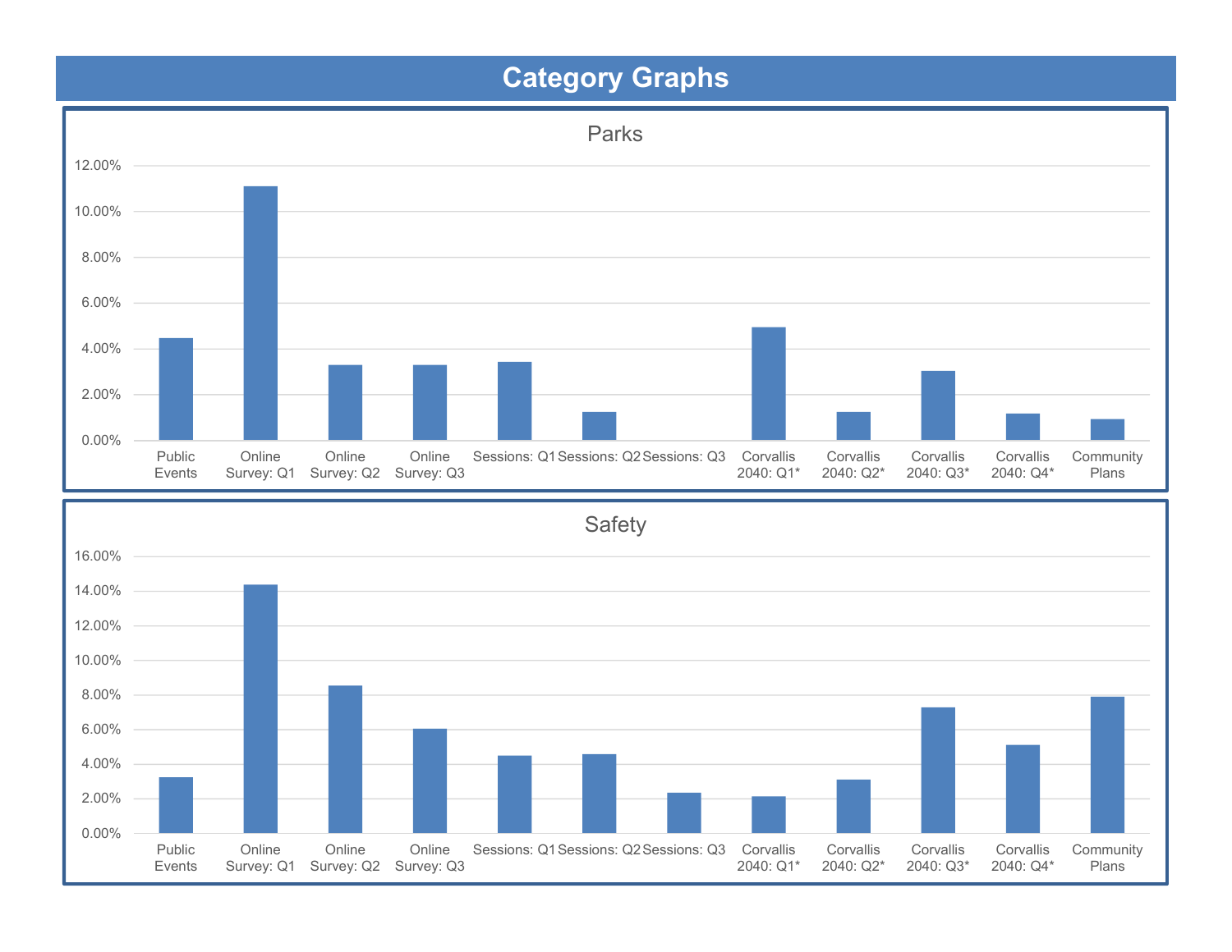## Category Graphs

### Parks

| Category | Value |
|---|---|
| Public Events | ~4.5% |
| Online Survey: Q1 | ~11.1% |
| Online Survey: Q2 | ~3.3% |
| Online Survey: Q3 | ~3.3% |
| Sessions: Q1 | ~3.4% |
| Sessions: Q2 | ~1.2% |
| Sessions: Q3 | 0.0% |
| Corvallis 2040: Q1* | ~4.9% |
| Corvallis 2040: Q2* | ~1.2% |
| Corvallis 2040: Q3* | ~3.0% |
| Corvallis 2040: Q4* | ~1.1% |
| Community Plans | ~0.9% |

### Safety

| Category | Value |
|---|---|
| Public Events | ~3.2% |
| Online Survey: Q1 | ~14.3% |
| Online Survey: Q2 | ~8.5% |
| Online Survey: Q3 | ~6.0% |
| Sessions: Q1 | ~4.5% |
| Sessions: Q2 | ~4.5% |
| Sessions: Q3 | ~2.3% |
| Corvallis 2040: Q1* | ~2.1% |
| Corvallis 2040: Q2* | ~3.1% |
| Corvallis 2040: Q3* | ~7.3% |
| Corvallis 2040: Q4* | ~5.1% |
| Community Plans | ~7.9% |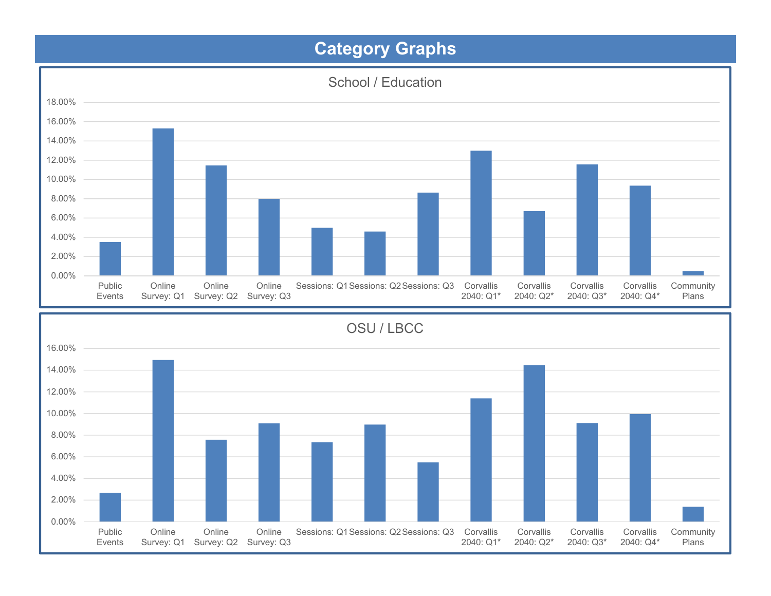# Category Graphs

## School / Education

18.00%
16.00%
14.00%
12.00%
10.00%
8.00%
6.00%
4.00%
2.00%
0.00%

Public Events | Online Survey: Q1 | Online Survey: Q2 | Online Survey: Q3 | Sessions: Q1 | Sessions: Q2 | Sessions: Q3 | Corvallis 2040: Q1* | Corvallis 2040: Q2* | Corvallis 2040: Q3* | Corvallis 2040: Q4* | Community Plans

## OSU / LBCC

16.00%
14.00%
12.00%
10.00%
8.00%
6.00%
4.00%
2.00%
0.00%

Public Events | Online Survey: Q1 | Online Survey: Q2 | Online Survey: Q3 | Sessions: Q1 | Sessions: Q2 | Sessions: Q3 | Corvallis 2040: Q1* | Corvallis 2040: Q2* | Corvallis 2040: Q3* | Corvallis 2040: Q4* | Community Plans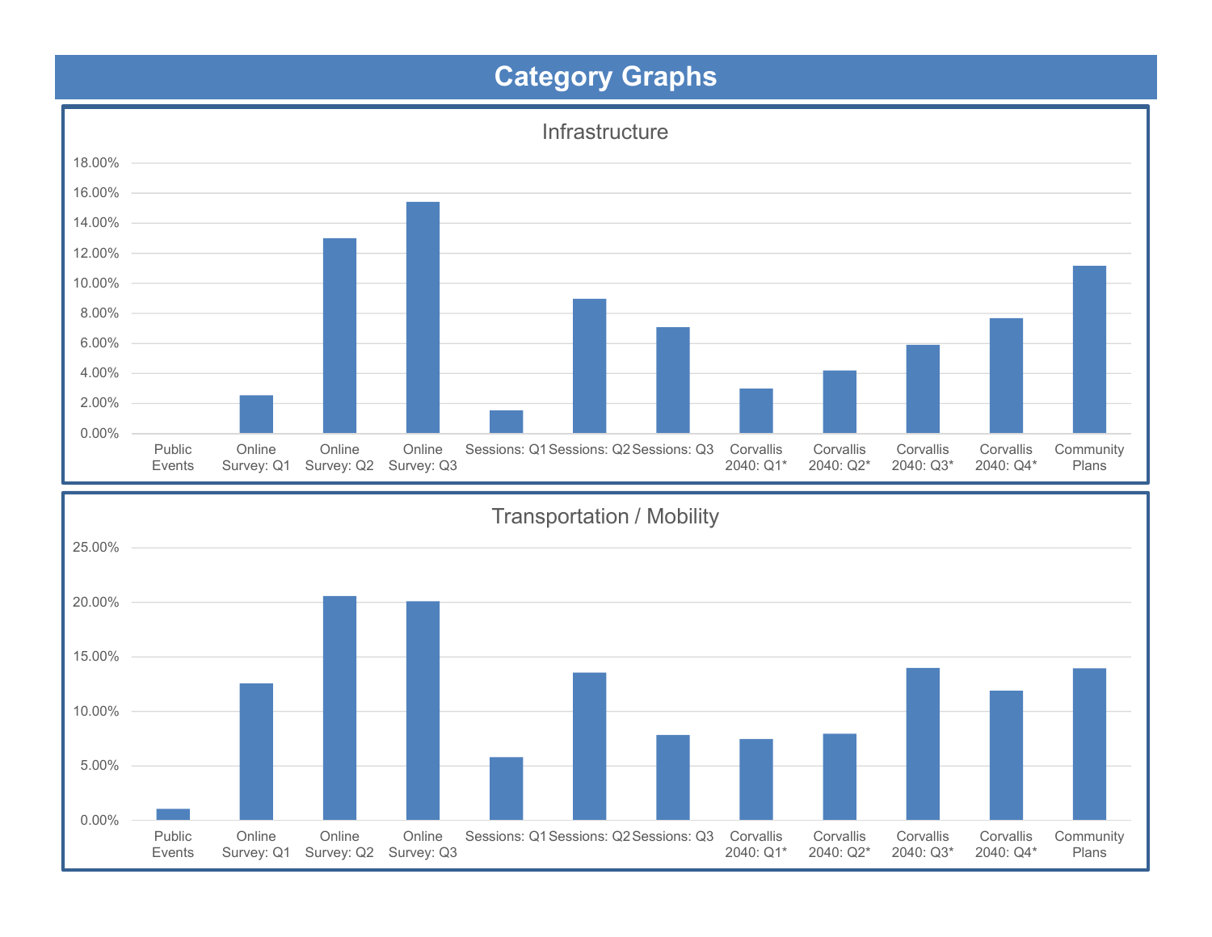# Category Graphs

## Infrastructure

| Category | Value |
|---|---|
| Public Events | 0.00% |
| Online Survey: Q1 | ~2.5% |
| Online Survey: Q2 | ~13.0% |
| Online Survey: Q3 | ~15.4% |
| Sessions: Q1 | ~1.5% |
| Sessions: Q2 | ~8.9% |
| Sessions: Q3 | ~7.1% |
| Corvallis 2040: Q1* | ~3.0% |
| Corvallis 2040: Q2* | ~4.2% |
| Corvallis 2040: Q3* | ~5.9% |
| Corvallis 2040: Q4* | ~7.7% |
| Community Plans | ~11.1% |

## Transportation / Mobility

| Category | Value |
|---|---|
| Public Events | ~1.0% |
| Online Survey: Q1 | ~12.5% |
| Online Survey: Q2 | ~20.5% |
| Online Survey: Q3 | ~20.0% |
| Sessions: Q1 | ~5.8% |
| Sessions: Q2 | ~13.5% |
| Sessions: Q3 | ~7.8% |
| Corvallis 2040: Q1* | ~7.4% |
| Corvallis 2040: Q2* | ~7.9% |
| Corvallis 2040: Q3* | ~13.9% |
| Corvallis 2040: Q4* | ~11.8% |
| Community Plans | ~13.9% |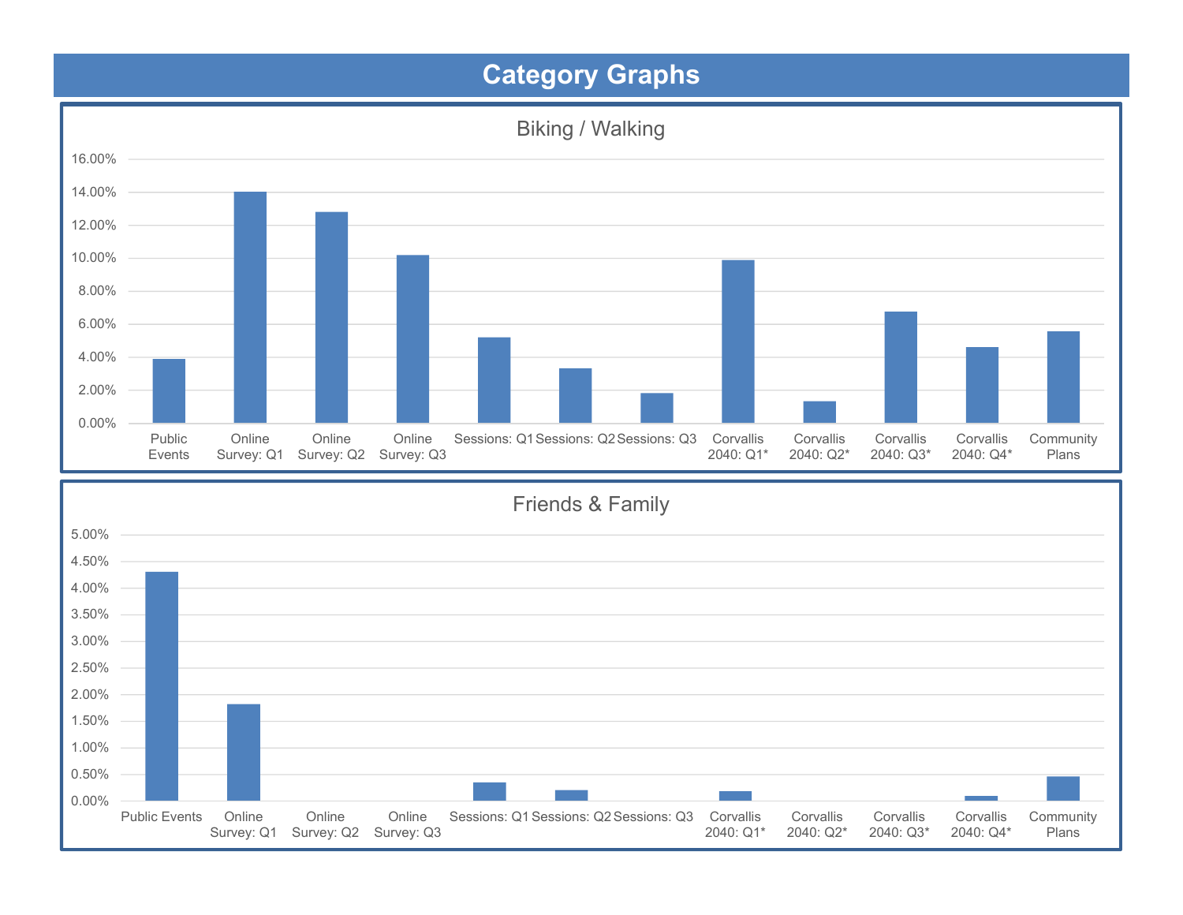# Category Graphs

## Biking / Walking

16.00%
14.00%
12.00%
10.00%
8.00%
6.00%
4.00%
2.00%
0.00%

Public Events | Online Survey: Q1 | Online Survey: Q2 | Online Survey: Q3 | Sessions: Q1 | Sessions: Q2 | Sessions: Q3 | Corvallis 2040: Q1* | Corvallis 2040: Q2* | Corvallis 2040: Q3* | Corvallis 2040: Q4* | Community Plans

## Friends & Family

5.00%
4.50%
4.00%
3.50%
3.00%
2.50%
2.00%
1.50%
1.00%
0.50%
0.00%

Public Events | Online Survey: Q1 | Online Survey: Q2 | Online Survey: Q3 | Sessions: Q1 | Sessions: Q2 | Sessions: Q3 | Corvallis 2040: Q1* | Corvallis 2040: Q2* | Corvallis 2040: Q3* | Corvallis 2040: Q4* | Community Plans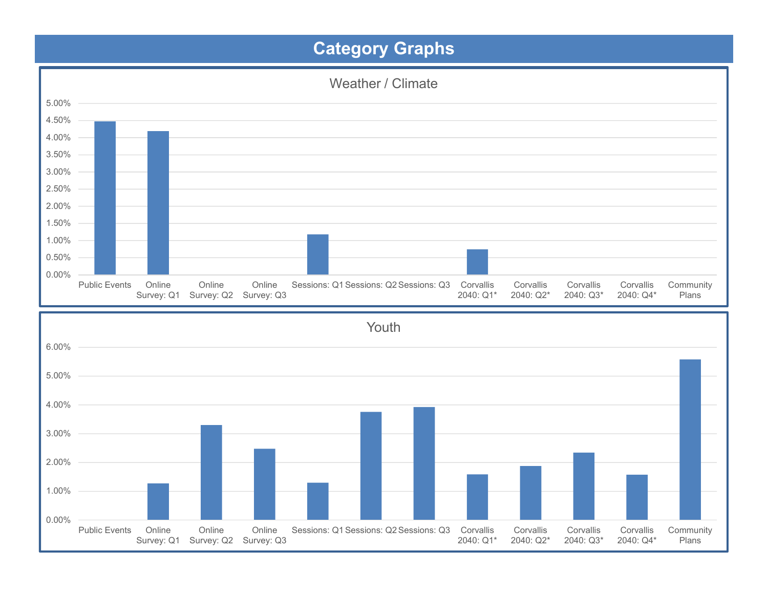# Category Graphs

## Weather / Climate

| Category | Value |
|---|---|
| Public Events | 4.47% |
| Online Survey: Q1 | 4.19% |
| Online Survey: Q2 | |
| Online Survey: Q3 | |
| Sessions: Q1 | 1.18% |
| Sessions: Q2 | |
| Sessions: Q3 | |
| Corvallis 2040: Q1* | 0.74% |
| Corvallis 2040: Q2* | |
| Corvallis 2040: Q3* | |
| Corvallis 2040: Q4* | |
| Community Plans | |

## Youth

| Category | Value |
|---|---|
| Public Events | |
| Online Survey: Q1 | 1.27% |
| Online Survey: Q2 | 3.30% |
| Online Survey: Q3 | 2.47% |
| Sessions: Q1 | 1.29% |
| Sessions: Q2 | 3.75% |
| Sessions: Q3 | 3.92% |
| Corvallis 2040: Q1* | 1.58% |
| Corvallis 2040: Q2* | 1.87% |
| Corvallis 2040: Q3* | 2.34% |
| Corvallis 2040: Q4* | 1.57% |
| Community Plans | 5.57% |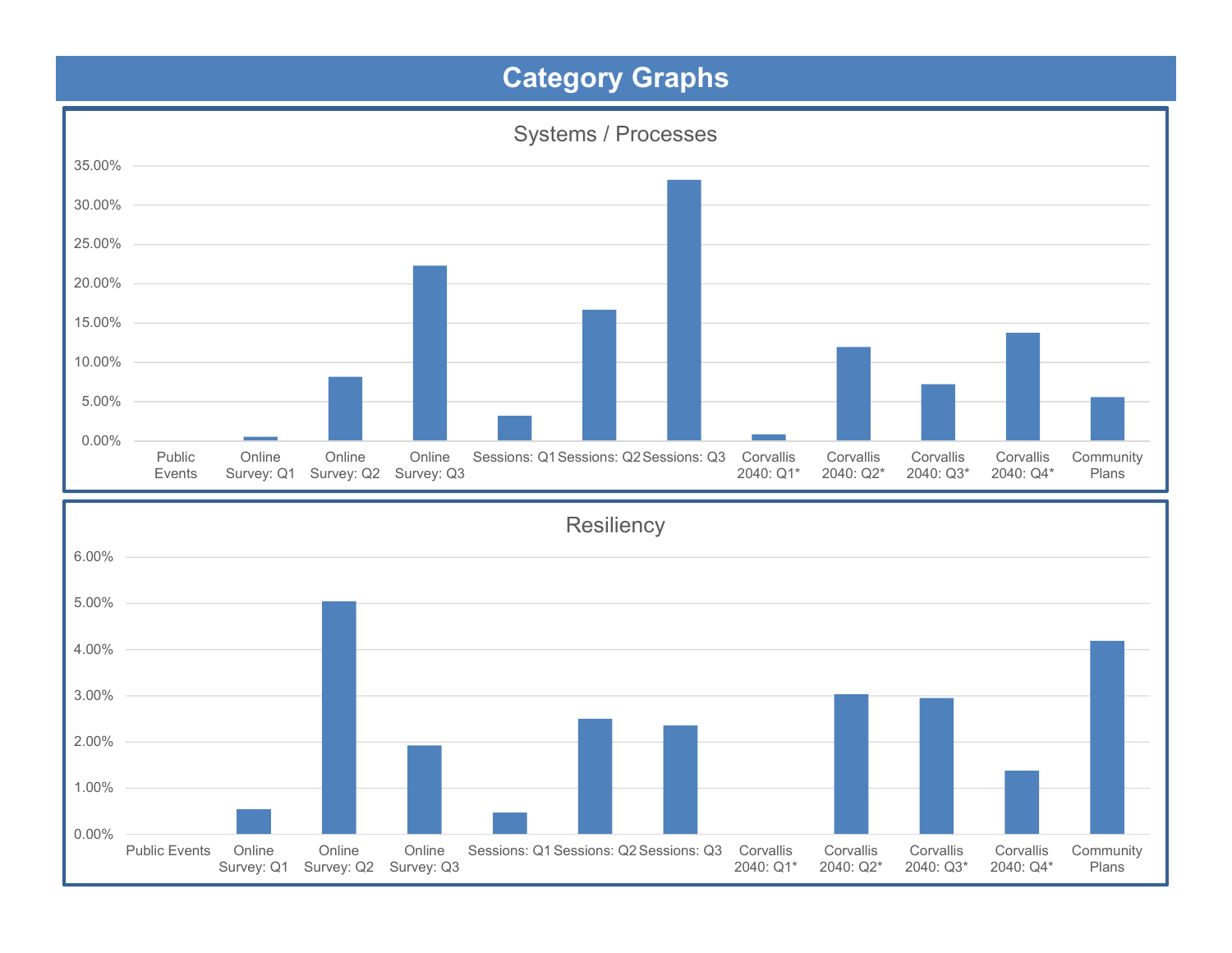# Category Graphs

## Systems / Processes

| Category | Value (approx.) |
|---|---|
| Public Events | 0.00% |
| Online Survey: Q1 | 0.5% |
| Online Survey: Q2 | 8.1% |
| Online Survey: Q3 | 22.3% |
| Sessions: Q1 | 3.2% |
| Sessions: Q2 | 16.7% |
| Sessions: Q3 | 33.3% |
| Corvallis 2040: Q1* | 0.8% |
| Corvallis 2040: Q2* | 11.9% |
| Corvallis 2040: Q3* | 7.2% |
| Corvallis 2040: Q4* | 13.8% |
| Community Plans | 5.6% |

## Resiliency

| Category | Value (approx.) |
|---|---|
| Public Events | 0.00% |
| Online Survey: Q1 | 0.5% |
| Online Survey: Q2 | 5.0% |
| Online Survey: Q3 | 1.9% |
| Sessions: Q1 | 0.5% |
| Sessions: Q2 | 2.5% |
| Sessions: Q3 | 2.4% |
| Corvallis 2040: Q1* | 0.00% |
| Corvallis 2040: Q2* | 3.0% |
| Corvallis 2040: Q3* | 3.0% |
| Corvallis 2040: Q4* | 1.4% |
| Community Plans | 4.2% |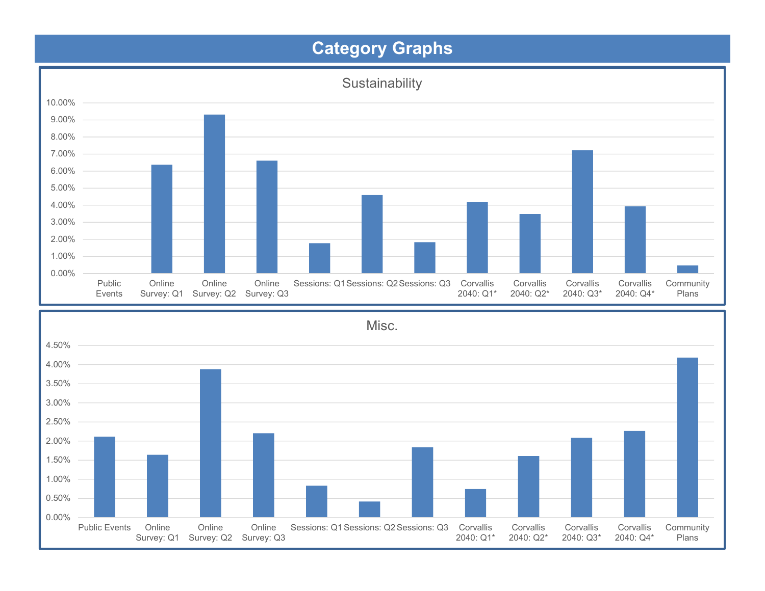# Category Graphs

Sustainability

10.00%
9.00%
8.00%
7.00%
6.00%
5.00%
4.00%
3.00%
2.00%
1.00%
0.00%

Public Events
Online Survey: Q1
Online Survey: Q2
Online Survey: Q3
Sessions: Q1
Sessions: Q2
Sessions: Q3
Corvallis 2040: Q1*
Corvallis 2040: Q2*
Corvallis 2040: Q3*
Corvallis 2040: Q4*
Community Plans

Misc.

4.50%
4.00%
3.50%
3.00%
2.50%
2.00%
1.50%
1.00%
0.50%
0.00%

Public Events
Online Survey: Q1
Online Survey: Q2
Online Survey: Q3
Sessions: Q1
Sessions: Q2
Sessions: Q3
Corvallis 2040: Q1*
Corvallis 2040: Q2*
Corvallis 2040: Q3*
Corvallis 2040: Q4*
Community Plans